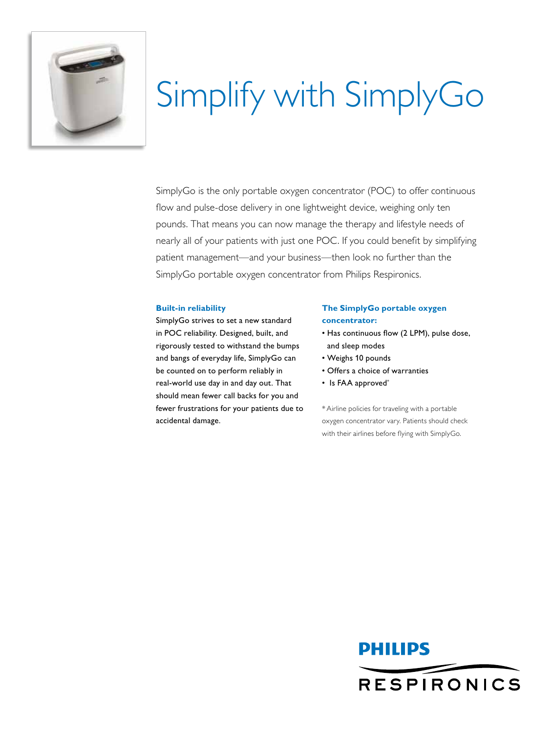# Simplify with SimplyGo

SimplyGo is the only portable oxygen concentrator (POC) to offer continuous flow and pulse-dose delivery in one lightweight device, weighing only ten pounds. That means you can now manage the therapy and lifestyle needs of nearly all of your patients with just one POC. If you could benefit by simplifying patient management—and your business—then look no further than the SimplyGo portable oxygen concentrator from Philips Respironics.

**Built-in reliability**

SimplyGo strives to set a new standard in POC reliability. Designed, built, and rigorously tested to withstand the bumps and bangs of everyday life, SimplyGo can be counted on to perform reliably in real-world use day in and day out. That should mean fewer call backs for you and fewer frustrations for your patients due to accidental damage.

**The SimplyGo portable oxygen concentrator:**

- Has continuous flow (2 LPM), pulse dose, and sleep modes
- Weighs 10 pounds
- Offers a choice of warranties
- Is FAA approved*

*Airline policies for traveling with a portable oxygen concentrator vary. Patients should check with their airlines before flying with SimplyGo.

PHILIPS RESPIRONICS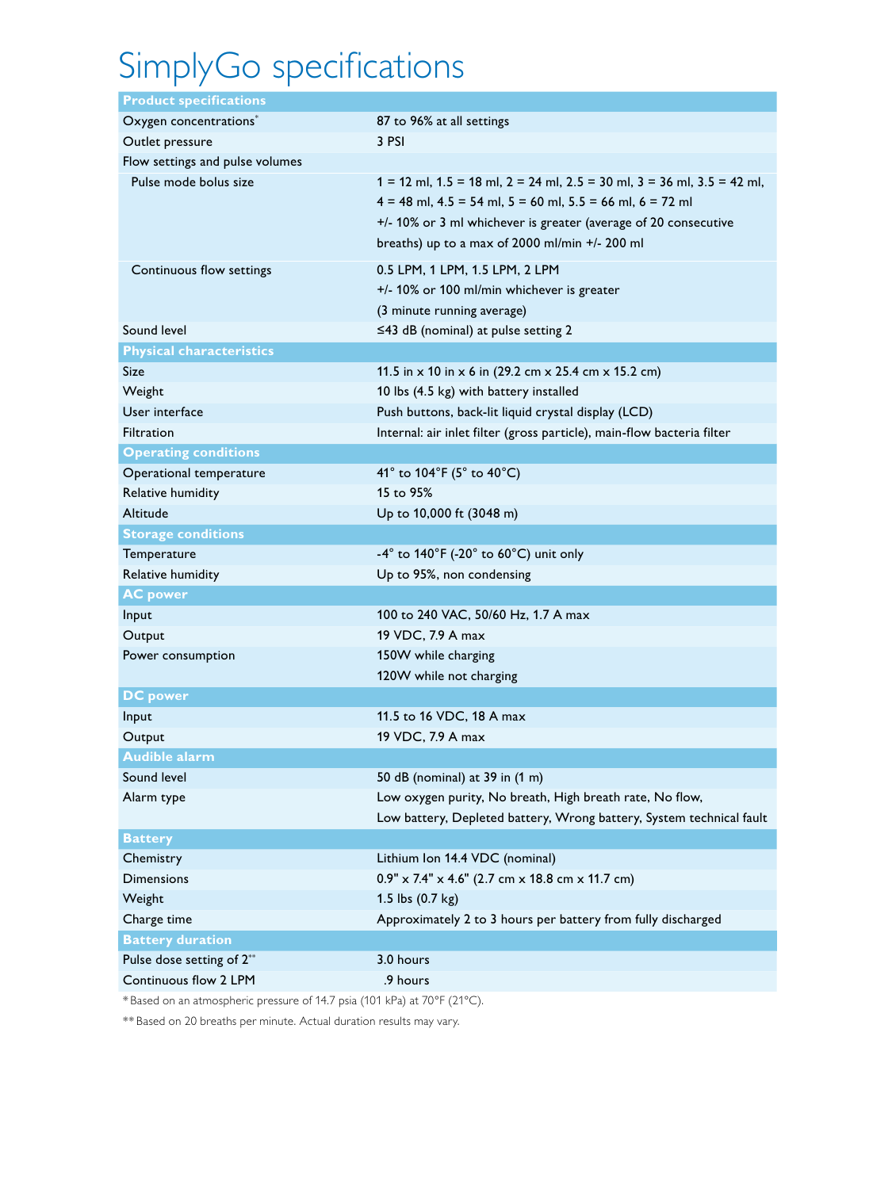# SimplyGo specifications

| Product specifications | |
|---|---|
| Oxygen concentrations* | 87 to 96% at all settings |
| Outlet pressure | 3 PSI |
| Flow settings and pulse volumes | |
| Pulse mode bolus size | 1 = 12 ml, 1.5 = 18 ml, 2 = 24 ml, 2.5 = 30 ml, 3 = 36 ml, 3.5 = 42 ml, 4 = 48 ml, 4.5 = 54 ml, 5 = 60 ml, 5.5 = 66 ml, 6 = 72 ml<br>+/- 10% or 3 ml whichever is greater (average of 20 consecutive breaths) up to a max of 2000 ml/min +/- 200 ml |
| Continuous flow settings | 0.5 LPM, 1 LPM, 1.5 LPM, 2 LPM<br>+/- 10% or 100 ml/min whichever is greater<br>(3 minute running average) |
| Sound level | ≤43 dB (nominal) at pulse setting 2 |
| **Physical characteristics** | |
| Size | 11.5 in x 10 in x 6 in (29.2 cm x 25.4 cm x 15.2 cm) |
| Weight | 10 lbs (4.5 kg) with battery installed |
| User interface | Push buttons, back-lit liquid crystal display (LCD) |
| Filtration | Internal: air inlet filter (gross particle), main-flow bacteria filter |
| **Operating conditions** | |
| Operational temperature | 41° to 104°F (5° to 40°C) |
| Relative humidity | 15 to 95% |
| Altitude | Up to 10,000 ft (3048 m) |
| **Storage conditions** | |
| Temperature | -4° to 140°F (-20° to 60°C) unit only |
| Relative humidity | Up to 95%, non condensing |
| **AC power** | |
| Input | 100 to 240 VAC, 50/60 Hz, 1.7 A max |
| Output | 19 VDC, 7.9 A max |
| Power consumption | 150W while charging<br>120W while not charging |
| **DC power** | |
| Input | 11.5 to 16 VDC, 18 A max |
| Output | 19 VDC, 7.9 A max |
| **Audible alarm** | |
| Sound level | 50 dB (nominal) at 39 in (1 m) |
| Alarm type | Low oxygen purity, No breath, High breath rate, No flow, Low battery, Depleted battery, Wrong battery, System technical fault |
| **Battery** | |
| Chemistry | Lithium Ion 14.4 VDC (nominal) |
| Dimensions | 0.9" x 7.4" x 4.6" (2.7 cm x 18.8 cm x 11.7 cm) |
| Weight | 1.5 lbs (0.7 kg) |
| Charge time | Approximately 2 to 3 hours per battery from fully discharged |
| **Battery duration** | |
| Pulse dose setting of 2** | 3.0 hours |
| Continuous flow 2 LPM | .9 hours |

* Based on an atmospheric pressure of 14.7 psia (101 kPa) at 70°F (21°C).

** Based on 20 breaths per minute. Actual duration results may vary.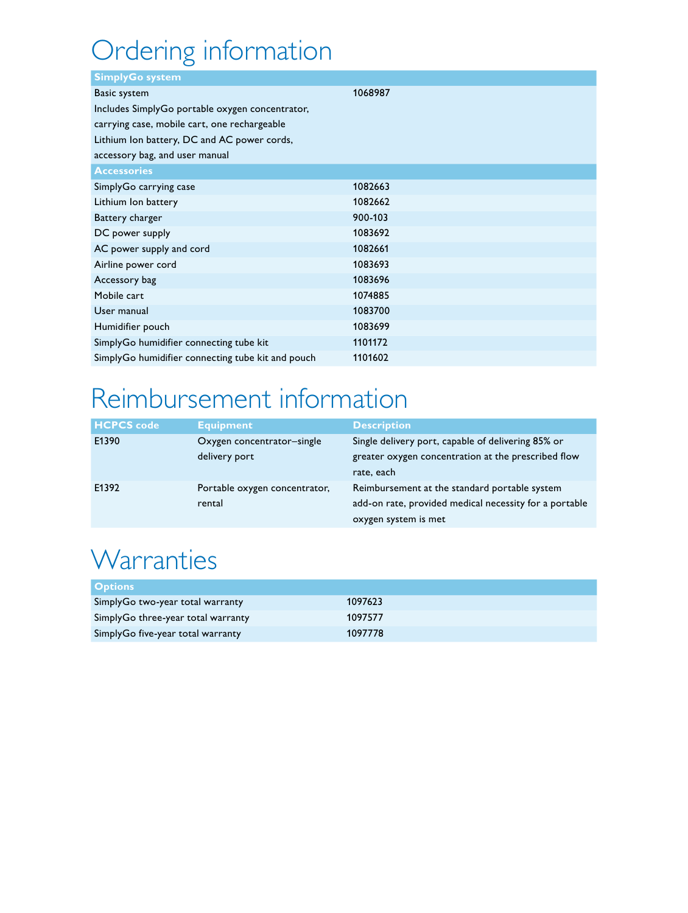# Ordering information

| SimplyGo system | |
|---|---|
| Basic system<br>Includes SimplyGo portable oxygen concentrator, carrying case, mobile cart, one rechargeable Lithium Ion battery, DC and AC power cords, accessory bag, and user manual | 1068987 |
| **Accessories** | |
| SimplyGo carrying case | 1082663 |
| Lithium Ion battery | 1082662 |
| Battery charger | 900-103 |
| DC power supply | 1083692 |
| AC power supply and cord | 1082661 |
| Airline power cord | 1083693 |
| Accessory bag | 1083696 |
| Mobile cart | 1074885 |
| User manual | 1083700 |
| Humidifier pouch | 1083699 |
| SimplyGo humidifier connecting tube kit | 1101172 |
| SimplyGo humidifier connecting tube kit and pouch | 1101602 |

# Reimbursement information

| HCPCS code | Equipment | Description |
|---|---|---|
| E1390 | Oxygen concentrator–single delivery port | Single delivery port, capable of delivering 85% or greater oxygen concentration at the prescribed flow rate, each |
| E1392 | Portable oxygen concentrator, rental | Reimbursement at the standard portable system add-on rate, provided medical necessity for a portable oxygen system is met |

# Warranties

| Options | |
|---|---|
| SimplyGo two-year total warranty | 1097623 |
| SimplyGo three-year total warranty | 1097577 |
| SimplyGo five-year total warranty | 1097778 |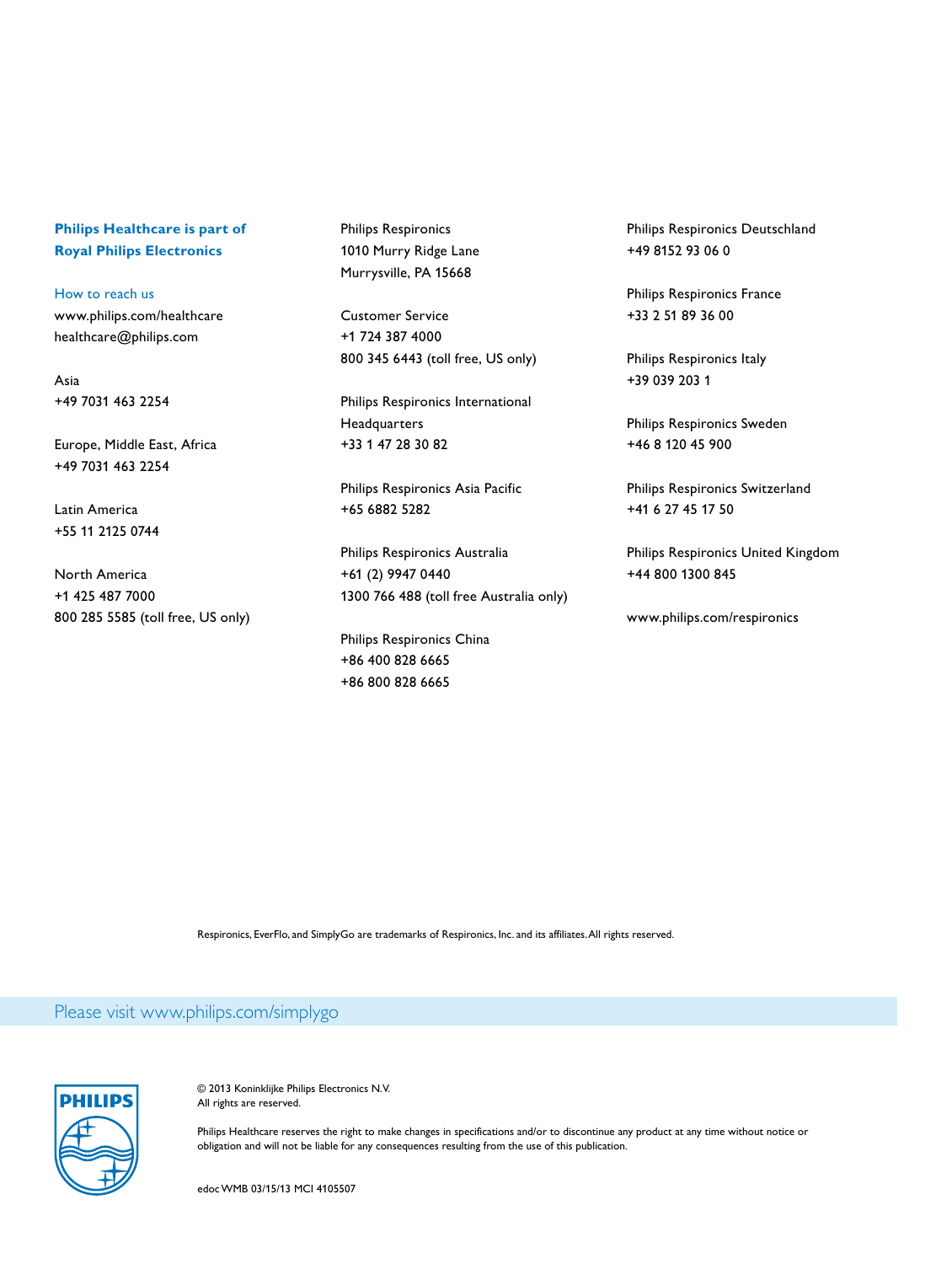**Philips Healthcare is part of Royal Philips Electronics**

How to reach us
www.philips.com/healthcare
healthcare@philips.com

Asia
+49 7031 463 2254

Europe, Middle East, Africa
+49 7031 463 2254

Latin America
+55 11 2125 0744

North America
+1 425 487 7000
800 285 5585 (toll free, US only)

Philips Respironics
1010 Murry Ridge Lane
Murrysville, PA 15668

Customer Service
+1 724 387 4000
800 345 6443 (toll free, US only)

Philips Respironics International Headquarters
+33 1 47 28 30 82

Philips Respironics Asia Pacific
+65 6882 5282

Philips Respironics Australia
+61 (2) 9947 0440
1300 766 488 (toll free Australia only)

Philips Respironics China
+86 400 828 6665
+86 800 828 6665

Philips Respironics Deutschland
+49 8152 93 06 0

Philips Respironics France
+33 2 51 89 36 00

Philips Respironics Italy
+39 039 203 1

Philips Respironics Sweden
+46 8 120 45 900

Philips Respironics Switzerland
+41 6 27 45 17 50

Philips Respironics United Kingdom
+44 800 1300 845

www.philips.com/respironics

Respironics, EverFlo, and SimplyGo are trademarks of Respironics, Inc. and its affiliates. All rights reserved.

Please visit www.philips.com/simplygo

© 2013 Koninklijke Philips Electronics N.V.
All rights are reserved.

Philips Healthcare reserves the right to make changes in specifications and/or to discontinue any product at any time without notice or obligation and will not be liable for any consequences resulting from the use of this publication.

edoc WMB 03/15/13 MCI 4105507